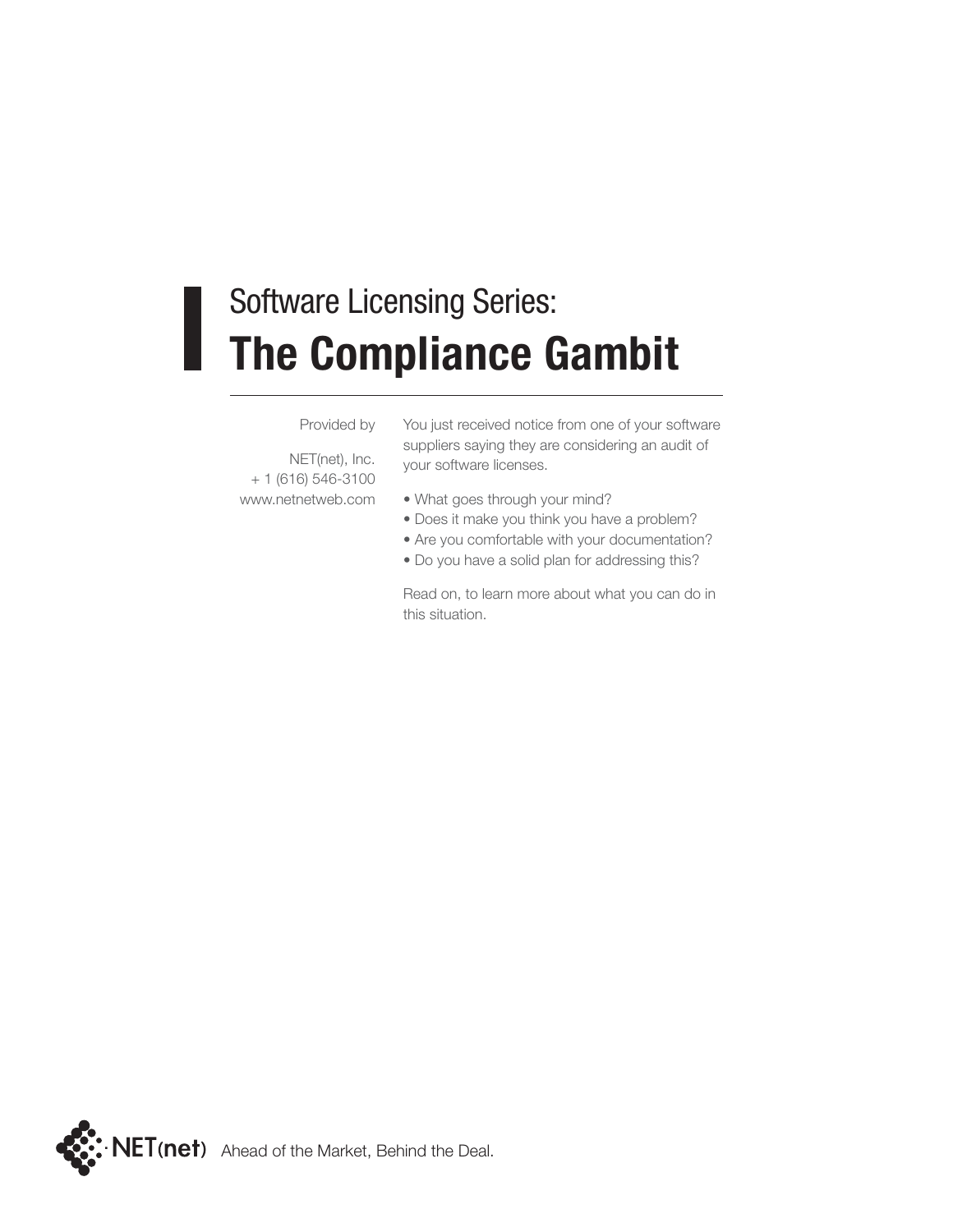# Software Licensing Series:
# **The Compliance Gambit**

Provided by

NET(net), Inc.
+ 1 (616) 546-3100
www.netnetweb.com

You just received notice from one of your software suppliers saying they are considering an audit of your software licenses.

- What goes through your mind?
- Does it make you think you have a problem?
- Are you comfortable with your documentation?
- Do you have a solid plan for addressing this?

Read on, to learn more about what you can do in this situation.

NET(net) Ahead of the Market, Behind the Deal.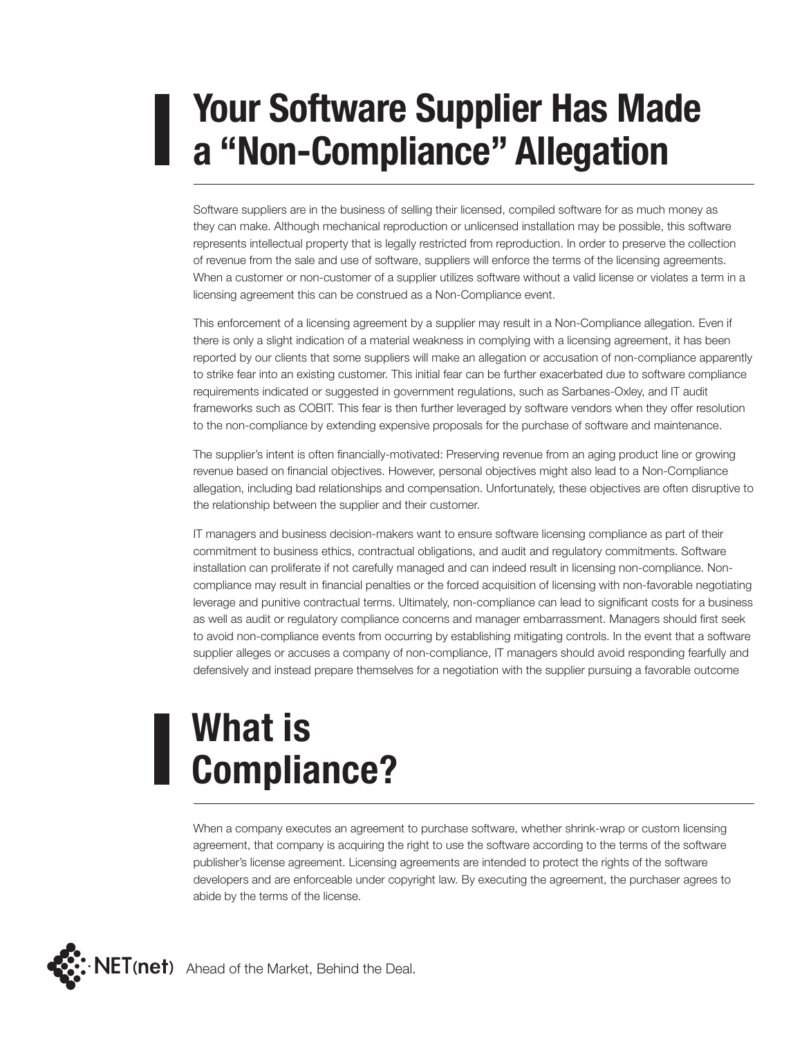# Your Software Supplier Has Made a "Non-Compliance" Allegation

Software suppliers are in the business of selling their licensed, compiled software for as much money as they can make. Although mechanical reproduction or unlicensed installation may be possible, this software represents intellectual property that is legally restricted from reproduction. In order to preserve the collection of revenue from the sale and use of software, suppliers will enforce the terms of the licensing agreements. When a customer or non-customer of a supplier utilizes software without a valid license or violates a term in a licensing agreement this can be construed as a Non-Compliance event.

This enforcement of a licensing agreement by a supplier may result in a Non-Compliance allegation. Even if there is only a slight indication of a material weakness in complying with a licensing agreement, it has been reported by our clients that some suppliers will make an allegation or accusation of non-compliance apparently to strike fear into an existing customer. This initial fear can be further exacerbated due to software compliance requirements indicated or suggested in government regulations, such as Sarbanes-Oxley, and IT audit frameworks such as COBIT. This fear is then further leveraged by software vendors when they offer resolution to the non-compliance by extending expensive proposals for the purchase of software and maintenance.

The supplier's intent is often financially-motivated: Preserving revenue from an aging product line or growing revenue based on financial objectives. However, personal objectives might also lead to a Non-Compliance allegation, including bad relationships and compensation. Unfortunately, these objectives are often disruptive to the relationship between the supplier and their customer.

IT managers and business decision-makers want to ensure software licensing compliance as part of their commitment to business ethics, contractual obligations, and audit and regulatory commitments. Software installation can proliferate if not carefully managed and can indeed result in licensing non-compliance. Non-compliance may result in financial penalties or the forced acquisition of licensing with non-favorable negotiating leverage and punitive contractual terms. Ultimately, non-compliance can lead to significant costs for a business as well as audit or regulatory compliance concerns and manager embarrassment. Managers should first seek to avoid non-compliance events from occurring by establishing mitigating controls. In the event that a software supplier alleges or accuses a company of non-compliance, IT managers should avoid responding fearfully and defensively and instead prepare themselves for a negotiation with the supplier pursuing a favorable outcome

# What is Compliance?

When a company executes an agreement to purchase software, whether shrink-wrap or custom licensing agreement, that company is acquiring the right to use the software according to the terms of the software publisher's license agreement. Licensing agreements are intended to protect the rights of the software developers and are enforceable under copyright law. By executing the agreement, the purchaser agrees to abide by the terms of the license.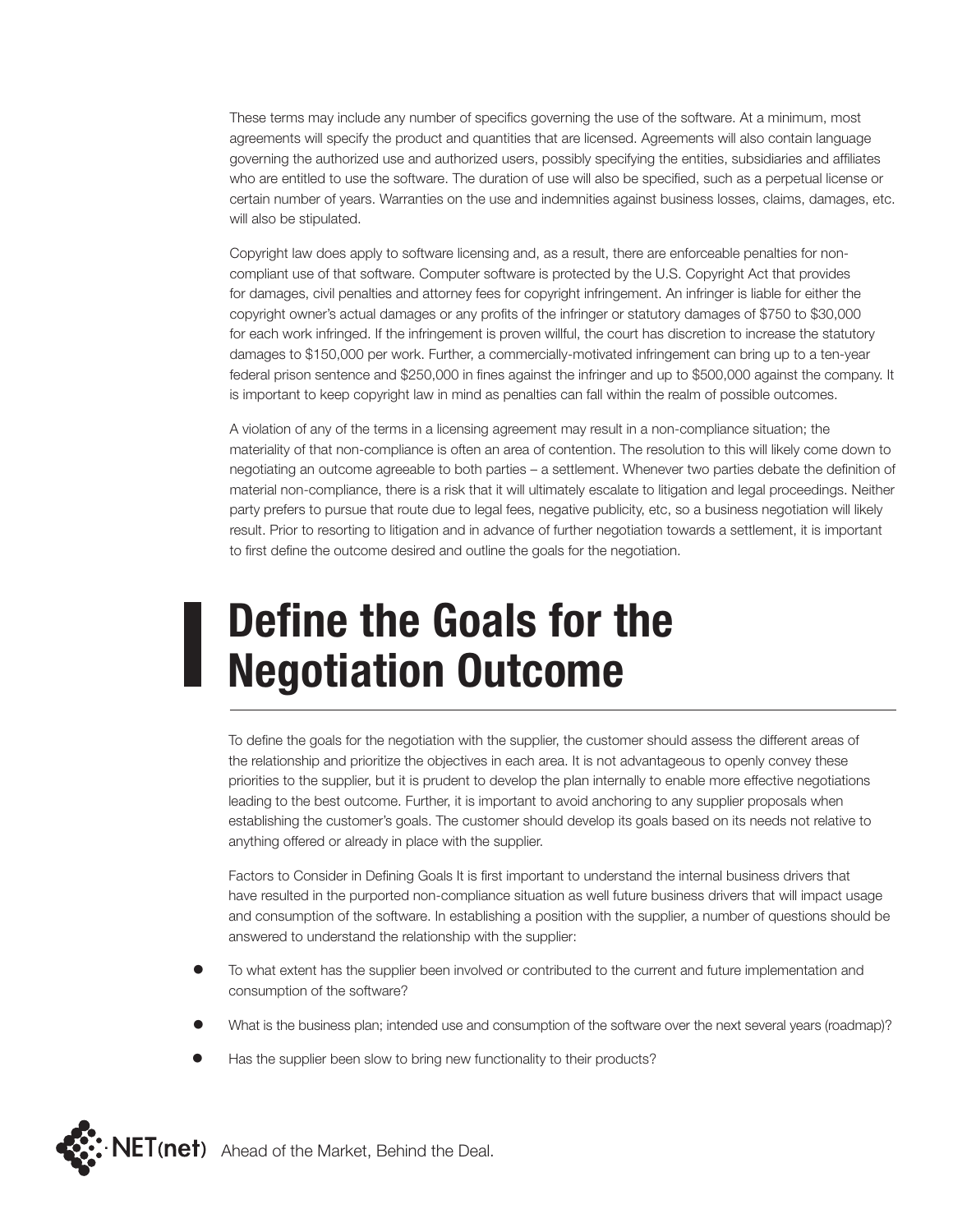These terms may include any number of specifics governing the use of the software. At a minimum, most agreements will specify the product and quantities that are licensed. Agreements will also contain language governing the authorized use and authorized users, possibly specifying the entities, subsidiaries and affiliates who are entitled to use the software. The duration of use will also be specified, such as a perpetual license or certain number of years. Warranties on the use and indemnities against business losses, claims, damages, etc. will also be stipulated.

Copyright law does apply to software licensing and, as a result, there are enforceable penalties for non-compliant use of that software. Computer software is protected by the U.S. Copyright Act that provides for damages, civil penalties and attorney fees for copyright infringement. An infringer is liable for either the copyright owner's actual damages or any profits of the infringer or statutory damages of $750 to $30,000 for each work infringed. If the infringement is proven willful, the court has discretion to increase the statutory damages to $150,000 per work. Further, a commercially-motivated infringement can bring up to a ten-year federal prison sentence and $250,000 in fines against the infringer and up to $500,000 against the company. It is important to keep copyright law in mind as penalties can fall within the realm of possible outcomes.

A violation of any of the terms in a licensing agreement may result in a non-compliance situation; the materiality of that non-compliance is often an area of contention. The resolution to this will likely come down to negotiating an outcome agreeable to both parties – a settlement. Whenever two parties debate the definition of material non-compliance, there is a risk that it will ultimately escalate to litigation and legal proceedings. Neither party prefers to pursue that route due to legal fees, negative publicity, etc, so a business negotiation will likely result. Prior to resorting to litigation and in advance of further negotiation towards a settlement, it is important to first define the outcome desired and outline the goals for the negotiation.

# Define the Goals for the Negotiation Outcome

To define the goals for the negotiation with the supplier, the customer should assess the different areas of the relationship and prioritize the objectives in each area. It is not advantageous to openly convey these priorities to the supplier, but it is prudent to develop the plan internally to enable more effective negotiations leading to the best outcome. Further, it is important to avoid anchoring to any supplier proposals when establishing the customer's goals. The customer should develop its goals based on its needs not relative to anything offered or already in place with the supplier.

Factors to Consider in Defining Goals It is first important to understand the internal business drivers that have resulted in the purported non-compliance situation as well future business drivers that will impact usage and consumption of the software. In establishing a position with the supplier, a number of questions should be answered to understand the relationship with the supplier:

- To what extent has the supplier been involved or contributed to the current and future implementation and consumption of the software?
- What is the business plan; intended use and consumption of the software over the next several years (roadmap)?
- Has the supplier been slow to bring new functionality to their products?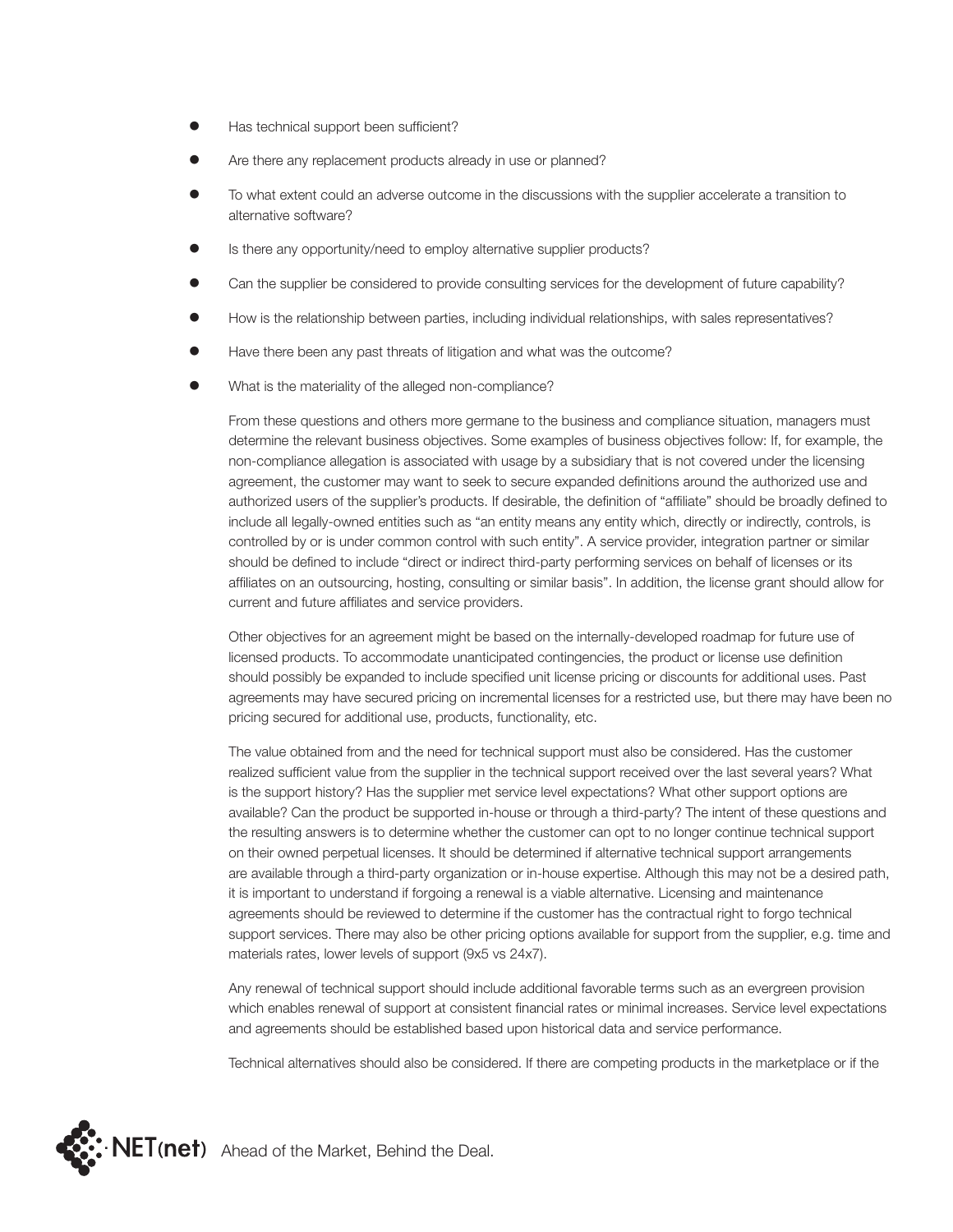- Has technical support been sufficient?
- Are there any replacement products already in use or planned?
- To what extent could an adverse outcome in the discussions with the supplier accelerate a transition to alternative software?
- Is there any opportunity/need to employ alternative supplier products?
- Can the supplier be considered to provide consulting services for the development of future capability?
- How is the relationship between parties, including individual relationships, with sales representatives?
- Have there been any past threats of litigation and what was the outcome?
- What is the materiality of the alleged non-compliance?

From these questions and others more germane to the business and compliance situation, managers must determine the relevant business objectives. Some examples of business objectives follow: If, for example, the non-compliance allegation is associated with usage by a subsidiary that is not covered under the licensing agreement, the customer may want to seek to secure expanded definitions around the authorized use and authorized users of the supplier's products. If desirable, the definition of "affiliate" should be broadly defined to include all legally-owned entities such as "an entity means any entity which, directly or indirectly, controls, is controlled by or is under common control with such entity". A service provider, integration partner or similar should be defined to include "direct or indirect third-party performing services on behalf of licenses or its affiliates on an outsourcing, hosting, consulting or similar basis". In addition, the license grant should allow for current and future affiliates and service providers.

Other objectives for an agreement might be based on the internally-developed roadmap for future use of licensed products. To accommodate unanticipated contingencies, the product or license use definition should possibly be expanded to include specified unit license pricing or discounts for additional uses. Past agreements may have secured pricing on incremental licenses for a restricted use, but there may have been no pricing secured for additional use, products, functionality, etc.

The value obtained from and the need for technical support must also be considered. Has the customer realized sufficient value from the supplier in the technical support received over the last several years? What is the support history? Has the supplier met service level expectations? What other support options are available? Can the product be supported in-house or through a third-party? The intent of these questions and the resulting answers is to determine whether the customer can opt to no longer continue technical support on their owned perpetual licenses. It should be determined if alternative technical support arrangements are available through a third-party organization or in-house expertise. Although this may not be a desired path, it is important to understand if forgoing a renewal is a viable alternative. Licensing and maintenance agreements should be reviewed to determine if the customer has the contractual right to forgo technical support services. There may also be other pricing options available for support from the supplier, e.g. time and materials rates, lower levels of support (9x5 vs 24x7).

Any renewal of technical support should include additional favorable terms such as an evergreen provision which enables renewal of support at consistent financial rates or minimal increases. Service level expectations and agreements should be established based upon historical data and service performance.

Technical alternatives should also be considered. If there are competing products in the marketplace or if the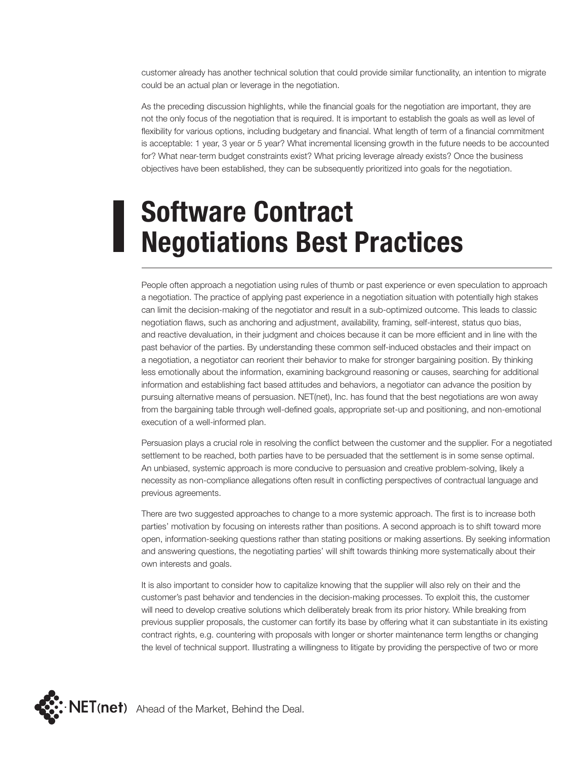customer already has another technical solution that could provide similar functionality, an intention to migrate could be an actual plan or leverage in the negotiation.

As the preceding discussion highlights, while the financial goals for the negotiation are important, they are not the only focus of the negotiation that is required. It is important to establish the goals as well as level of flexibility for various options, including budgetary and financial. What length of term of a financial commitment is acceptable: 1 year, 3 year or 5 year? What incremental licensing growth in the future needs to be accounted for? What near-term budget constraints exist? What pricing leverage already exists? Once the business objectives have been established, they can be subsequently prioritized into goals for the negotiation.

# Software Contract Negotiations Best Practices

People often approach a negotiation using rules of thumb or past experience or even speculation to approach a negotiation. The practice of applying past experience in a negotiation situation with potentially high stakes can limit the decision-making of the negotiator and result in a sub-optimized outcome. This leads to classic negotiation flaws, such as anchoring and adjustment, availability, framing, self-interest, status quo bias, and reactive devaluation, in their judgment and choices because it can be more efficient and in line with the past behavior of the parties. By understanding these common self-induced obstacles and their impact on a negotiation, a negotiator can reorient their behavior to make for stronger bargaining position. By thinking less emotionally about the information, examining background reasoning or causes, searching for additional information and establishing fact based attitudes and behaviors, a negotiator can advance the position by pursuing alternative means of persuasion. NET(net), Inc. has found that the best negotiations are won away from the bargaining table through well-defined goals, appropriate set-up and positioning, and non-emotional execution of a well-informed plan.

Persuasion plays a crucial role in resolving the conflict between the customer and the supplier. For a negotiated settlement to be reached, both parties have to be persuaded that the settlement is in some sense optimal. An unbiased, systemic approach is more conducive to persuasion and creative problem-solving, likely a necessity as non-compliance allegations often result in conflicting perspectives of contractual language and previous agreements.

There are two suggested approaches to change to a more systemic approach. The first is to increase both parties' motivation by focusing on interests rather than positions. A second approach is to shift toward more open, information-seeking questions rather than stating positions or making assertions. By seeking information and answering questions, the negotiating parties' will shift towards thinking more systematically about their own interests and goals.

It is also important to consider how to capitalize knowing that the supplier will also rely on their and the customer's past behavior and tendencies in the decision-making processes. To exploit this, the customer will need to develop creative solutions which deliberately break from its prior history. While breaking from previous supplier proposals, the customer can fortify its base by offering what it can substantiate in its existing contract rights, e.g. countering with proposals with longer or shorter maintenance term lengths or changing the level of technical support. Illustrating a willingness to litigate by providing the perspective of two or more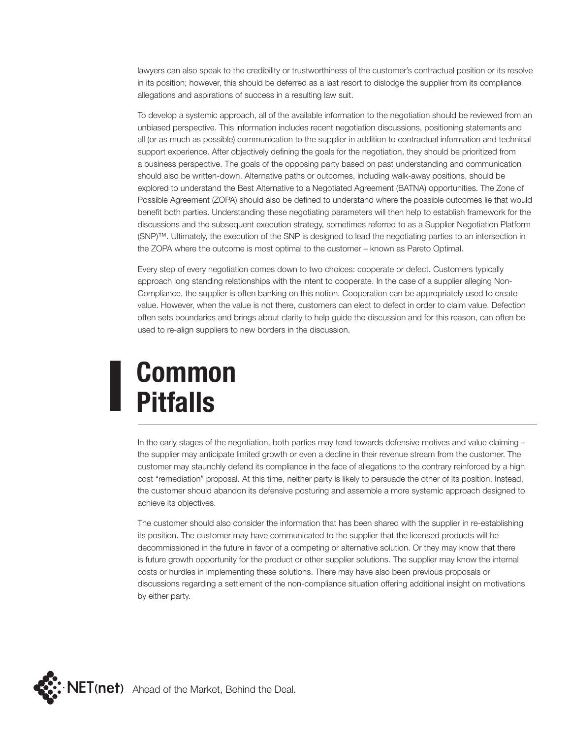lawyers can also speak to the credibility or trustworthiness of the customer's contractual position or its resolve in its position; however, this should be deferred as a last resort to dislodge the supplier from its compliance allegations and aspirations of success in a resulting law suit.

To develop a systemic approach, all of the available information to the negotiation should be reviewed from an unbiased perspective. This information includes recent negotiation discussions, positioning statements and all (or as much as possible) communication to the supplier in addition to contractual information and technical support experience. After objectively defining the goals for the negotiation, they should be prioritized from a business perspective. The goals of the opposing party based on past understanding and communication should also be written-down. Alternative paths or outcomes, including walk-away positions, should be explored to understand the Best Alternative to a Negotiated Agreement (BATNA) opportunities. The Zone of Possible Agreement (ZOPA) should also be defined to understand where the possible outcomes lie that would benefit both parties. Understanding these negotiating parameters will then help to establish framework for the discussions and the subsequent execution strategy, sometimes referred to as a Supplier Negotiation Platform (SNP)™. Ultimately, the execution of the SNP is designed to lead the negotiating parties to an intersection in the ZOPA where the outcome is most optimal to the customer – known as Pareto Optimal.

Every step of every negotiation comes down to two choices: cooperate or defect. Customers typically approach long standing relationships with the intent to cooperate. In the case of a supplier alleging Non-Compliance, the supplier is often banking on this notion. Cooperation can be appropriately used to create value. However, when the value is not there, customers can elect to defect in order to claim value. Defection often sets boundaries and brings about clarity to help guide the discussion and for this reason, can often be used to re-align suppliers to new borders in the discussion.

# Common Pitfalls

In the early stages of the negotiation, both parties may tend towards defensive motives and value claiming – the supplier may anticipate limited growth or even a decline in their revenue stream from the customer. The customer may staunchly defend its compliance in the face of allegations to the contrary reinforced by a high cost "remediation" proposal. At this time, neither party is likely to persuade the other of its position. Instead, the customer should abandon its defensive posturing and assemble a more systemic approach designed to achieve its objectives.

The customer should also consider the information that has been shared with the supplier in re-establishing its position. The customer may have communicated to the supplier that the licensed products will be decommissioned in the future in favor of a competing or alternative solution. Or they may know that there is future growth opportunity for the product or other supplier solutions. The supplier may know the internal costs or hurdles in implementing these solutions. There may have also been previous proposals or discussions regarding a settlement of the non-compliance situation offering additional insight on motivations by either party.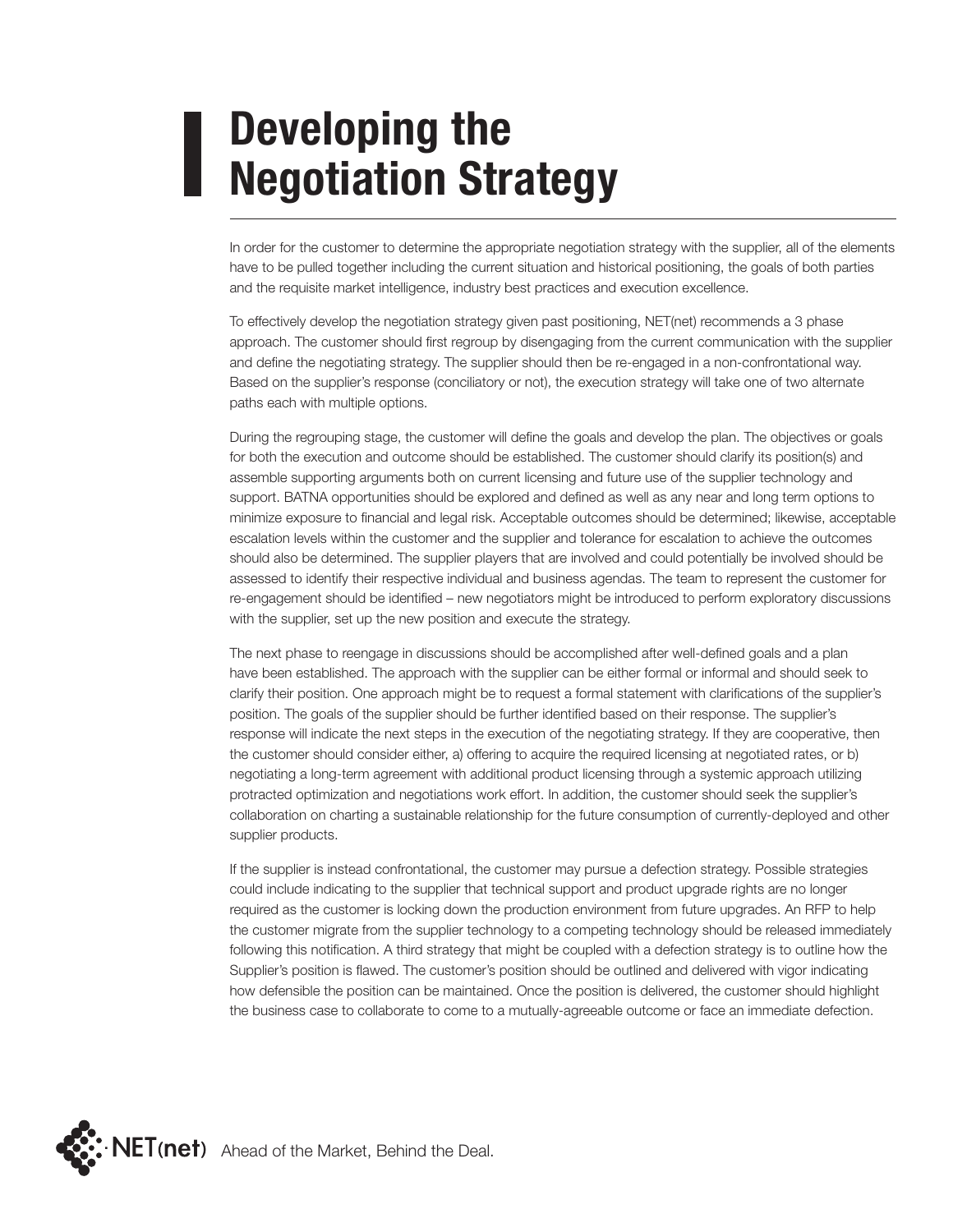# Developing the Negotiation Strategy

In order for the customer to determine the appropriate negotiation strategy with the supplier, all of the elements have to be pulled together including the current situation and historical positioning, the goals of both parties and the requisite market intelligence, industry best practices and execution excellence.

To effectively develop the negotiation strategy given past positioning, NET(net) recommends a 3 phase approach. The customer should first regroup by disengaging from the current communication with the supplier and define the negotiating strategy. The supplier should then be re-engaged in a non-confrontational way. Based on the supplier's response (conciliatory or not), the execution strategy will take one of two alternate paths each with multiple options.

During the regrouping stage, the customer will define the goals and develop the plan. The objectives or goals for both the execution and outcome should be established. The customer should clarify its position(s) and assemble supporting arguments both on current licensing and future use of the supplier technology and support. BATNA opportunities should be explored and defined as well as any near and long term options to minimize exposure to financial and legal risk. Acceptable outcomes should be determined; likewise, acceptable escalation levels within the customer and the supplier and tolerance for escalation to achieve the outcomes should also be determined. The supplier players that are involved and could potentially be involved should be assessed to identify their respective individual and business agendas. The team to represent the customer for re-engagement should be identified – new negotiators might be introduced to perform exploratory discussions with the supplier, set up the new position and execute the strategy.

The next phase to reengage in discussions should be accomplished after well-defined goals and a plan have been established. The approach with the supplier can be either formal or informal and should seek to clarify their position. One approach might be to request a formal statement with clarifications of the supplier's position. The goals of the supplier should be further identified based on their response. The supplier's response will indicate the next steps in the execution of the negotiating strategy. If they are cooperative, then the customer should consider either, a) offering to acquire the required licensing at negotiated rates, or b) negotiating a long-term agreement with additional product licensing through a systemic approach utilizing protracted optimization and negotiations work effort. In addition, the customer should seek the supplier's collaboration on charting a sustainable relationship for the future consumption of currently-deployed and other supplier products.

If the supplier is instead confrontational, the customer may pursue a defection strategy. Possible strategies could include indicating to the supplier that technical support and product upgrade rights are no longer required as the customer is locking down the production environment from future upgrades. An RFP to help the customer migrate from the supplier technology to a competing technology should be released immediately following this notification. A third strategy that might be coupled with a defection strategy is to outline how the Supplier's position is flawed. The customer's position should be outlined and delivered with vigor indicating how defensible the position can be maintained. Once the position is delivered, the customer should highlight the business case to collaborate to come to a mutually-agreeable outcome or face an immediate defection.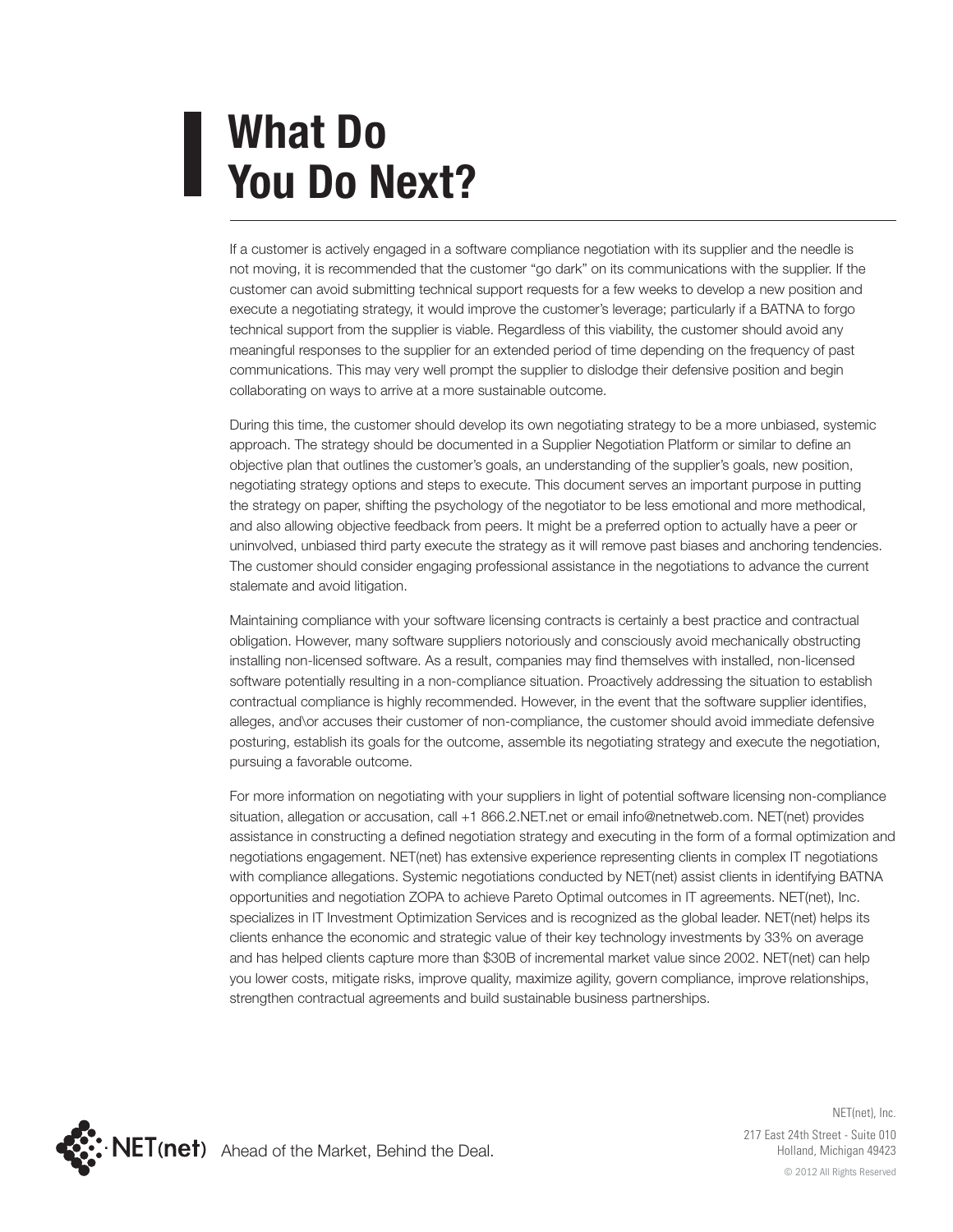# What Do You Do Next?

If a customer is actively engaged in a software compliance negotiation with its supplier and the needle is not moving, it is recommended that the customer "go dark" on its communications with the supplier. If the customer can avoid submitting technical support requests for a few weeks to develop a new position and execute a negotiating strategy, it would improve the customer's leverage; particularly if a BATNA to forgo technical support from the supplier is viable. Regardless of this viability, the customer should avoid any meaningful responses to the supplier for an extended period of time depending on the frequency of past communications. This may very well prompt the supplier to dislodge their defensive position and begin collaborating on ways to arrive at a more sustainable outcome.

During this time, the customer should develop its own negotiating strategy to be a more unbiased, systemic approach. The strategy should be documented in a Supplier Negotiation Platform or similar to define an objective plan that outlines the customer's goals, an understanding of the supplier's goals, new position, negotiating strategy options and steps to execute. This document serves an important purpose in putting the strategy on paper, shifting the psychology of the negotiator to be less emotional and more methodical, and also allowing objective feedback from peers. It might be a preferred option to actually have a peer or uninvolved, unbiased third party execute the strategy as it will remove past biases and anchoring tendencies. The customer should consider engaging professional assistance in the negotiations to advance the current stalemate and avoid litigation.

Maintaining compliance with your software licensing contracts is certainly a best practice and contractual obligation. However, many software suppliers notoriously and consciously avoid mechanically obstructing installing non-licensed software. As a result, companies may find themselves with installed, non-licensed software potentially resulting in a non-compliance situation. Proactively addressing the situation to establish contractual compliance is highly recommended. However, in the event that the software supplier identifies, alleges, and\or accuses their customer of non-compliance, the customer should avoid immediate defensive posturing, establish its goals for the outcome, assemble its negotiating strategy and execute the negotiation, pursuing a favorable outcome.

For more information on negotiating with your suppliers in light of potential software licensing non-compliance situation, allegation or accusation, call +1 866.2.NET.net or email info@netnetweb.com. NET(net) provides assistance in constructing a defined negotiation strategy and executing in the form of a formal optimization and negotiations engagement. NET(net) has extensive experience representing clients in complex IT negotiations with compliance allegations. Systemic negotiations conducted by NET(net) assist clients in identifying BATNA opportunities and negotiation ZOPA to achieve Pareto Optimal outcomes in IT agreements. NET(net), Inc. specializes in IT Investment Optimization Services and is recognized as the global leader. NET(net) helps its clients enhance the economic and strategic value of their key technology investments by 33% on average and has helped clients capture more than $30B of incremental market value since 2002. NET(net) can help you lower costs, mitigate risks, improve quality, maximize agility, govern compliance, improve relationships, strengthen contractual agreements and build sustainable business partnerships.

NET(net) Ahead of the Market, Behind the Deal.

NET(net), Inc.
217 East 24th Street - Suite 010
Holland, Michigan 49423
© 2012 All Rights Reserved